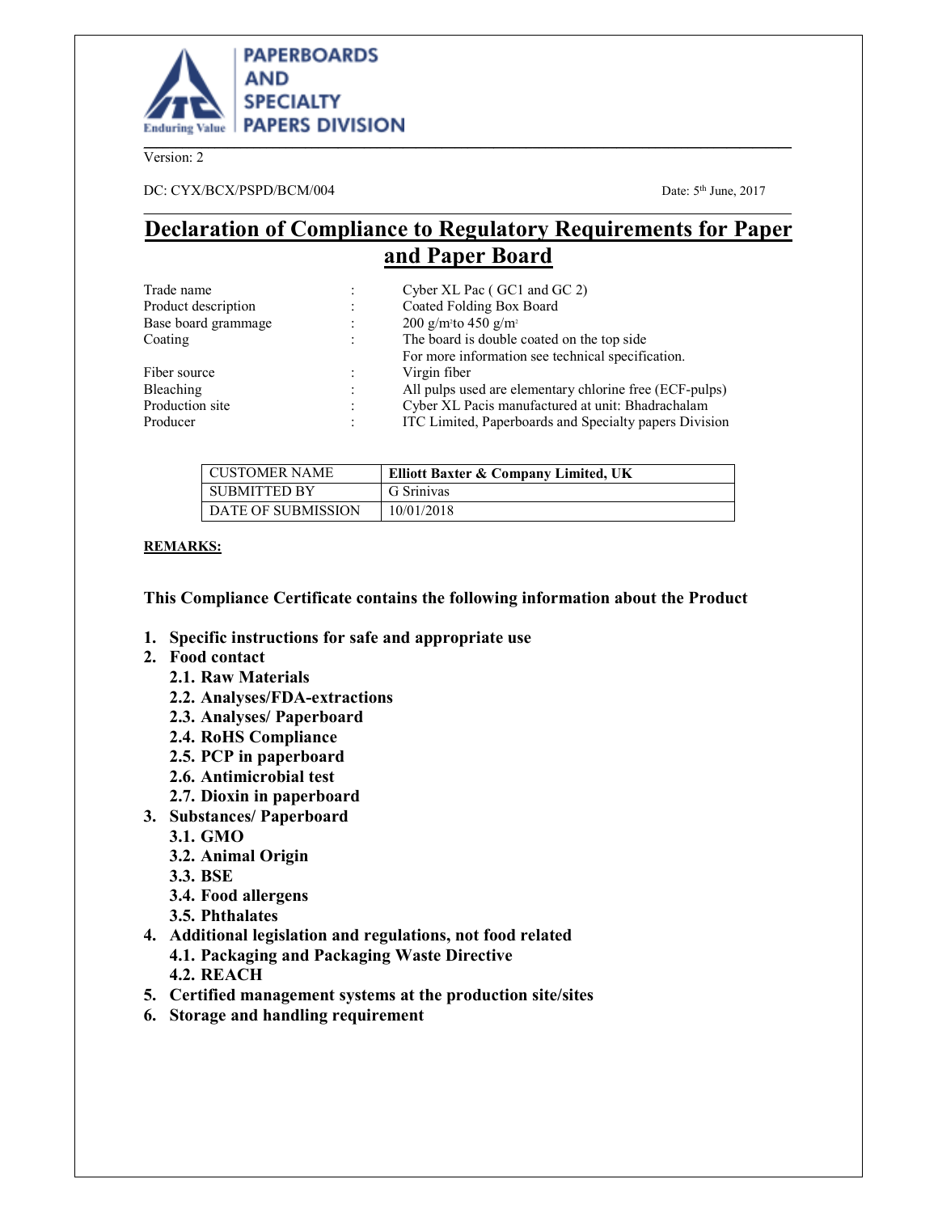PAPERBOARDS AND SPECIALTY PAPERS DIVISION

Version: 2

DC: CYX/BCX/PSPD/BCM/004

Date: 5th June, 2017

# Declaration of Compliance to Regulatory Requirements for Paper and Paper Board

| | | |
|---|---|---|
| Trade name | : | Cyber XL Pac ( GC1 and GC 2) |
| Product description | : | Coated Folding Box Board |
| Base board grammage | : | 200 g/m$^2$ to 450 g/m$^2$ |
| Coating | : | The board is double coated on the top side<br>For more information see technical specification. |
| Fiber source | : | Virgin fiber |
| Bleaching | : | All pulps used are elementary chlorine free (ECF-pulps) |
| Production site | : | Cyber XL Pacis manufactured at unit: Bhadrachalam |
| Producer | : | ITC Limited, Paperboards and Specialty papers Division |

| CUSTOMER NAME | **Elliott Baxter & Company Limited, UK** |
|---|---|
| SUBMITTED BY | G Srinivas |
| DATE OF SUBMISSION | 10/01/2018 |

**REMARKS:**

**This Compliance Certificate contains the following information about the Product**

1. **Specific instructions for safe and appropriate use**
2. **Food contact**
   - **2.1. Raw Materials**
   - **2.2. Analyses/FDA-extractions**
   - **2.3. Analyses/ Paperboard**
   - **2.4. RoHS Compliance**
   - **2.5. PCP in paperboard**
   - **2.6. Antimicrobial test**
   - **2.7. Dioxin in paperboard**
3. **Substances/ Paperboard**
   - **3.1. GMO**
   - **3.2. Animal Origin**
   - **3.3. BSE**
   - **3.4. Food allergens**
   - **3.5. Phthalates**
4. **Additional legislation and regulations, not food related**
   - **4.1. Packaging and Packaging Waste Directive**
   - **4.2. REACH**
5. **Certified management systems at the production site/sites**
6. **Storage and handling requirement**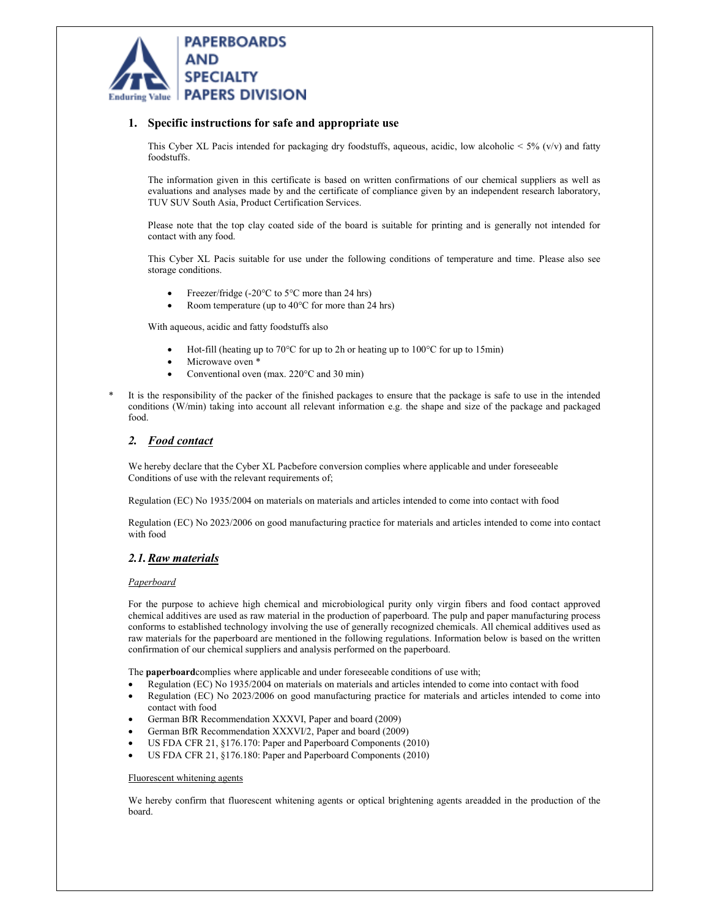## 1. Specific instructions for safe and appropriate use

This Cyber XL Pacis intended for packaging dry foodstuffs, aqueous, acidic, low alcoholic < 5% (v/v) and fatty foodstuffs.

The information given in this certificate is based on written confirmations of our chemical suppliers as well as evaluations and analyses made by and the certificate of compliance given by an independent research laboratory, TUV SUV South Asia, Product Certification Services.

Please note that the top clay coated side of the board is suitable for printing and is generally not intended for contact with any food.

This Cyber XL Pacis suitable for use under the following conditions of temperature and time. Please also see storage conditions.

- Freezer/fridge (-20°C to 5°C more than 24 hrs)
- Room temperature (up to 40°C for more than 24 hrs)

With aqueous, acidic and fatty foodstuffs also

- Hot-fill (heating up to 70°C for up to 2h or heating up to 100°C for up to 15min)
- Microwave oven *
- Conventional oven (max. 220°C and 30 min)

\* It is the responsibility of the packer of the finished packages to ensure that the package is safe to use in the intended conditions (W/min) taking into account all relevant information e.g. the shape and size of the package and packaged food.

## 2. *Food contact*

We hereby declare that the Cyber XL Pacbefore conversion complies where applicable and under foreseeable Conditions of use with the relevant requirements of;

Regulation (EC) No 1935/2004 on materials on materials and articles intended to come into contact with food

Regulation (EC) No 2023/2006 on good manufacturing practice for materials and articles intended to come into contact with food

### 2.1. *Raw materials*

*Paperboard*

For the purpose to achieve high chemical and microbiological purity only virgin fibers and food contact approved chemical additives are used as raw material in the production of paperboard. The pulp and paper manufacturing process conforms to established technology involving the use of generally recognized chemicals. All chemical additives used as raw materials for the paperboard are mentioned in the following regulations. Information below is based on the written confirmation of our chemical suppliers and analysis performed on the paperboard.

The **paperboard**complies where applicable and under foreseeable conditions of use with;

- Regulation (EC) No 1935/2004 on materials on materials and articles intended to come into contact with food
- Regulation (EC) No 2023/2006 on good manufacturing practice for materials and articles intended to come into contact with food
- German BfR Recommendation XXXVI, Paper and board (2009)
- German BfR Recommendation XXXVI/2, Paper and board (2009)
- US FDA CFR 21, §176.170: Paper and Paperboard Components (2010)
- US FDA CFR 21, §176.180: Paper and Paperboard Components (2010)

Fluorescent whitening agents

We hereby confirm that fluorescent whitening agents or optical brightening agents areadded in the production of the board.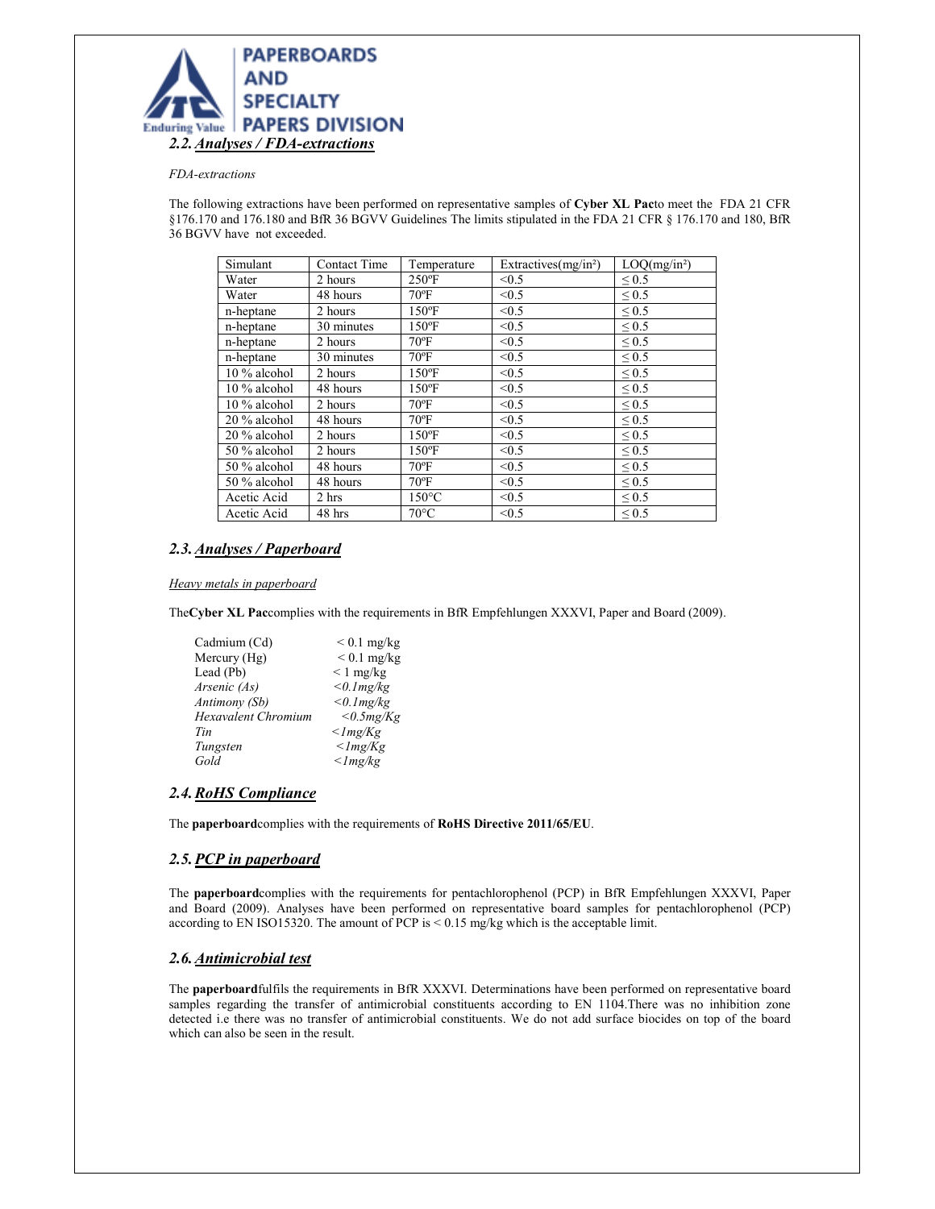## 2.2. *Analyses / FDA-extractions*

*FDA-extractions*

The following extractions have been performed on representative samples of **Cyber XL Pac**to meet the FDA 21 CFR §176.170 and 176.180 and BfR 36 BGVV Guidelines The limits stipulated in the FDA 21 CFR § 176.170 and 180, BfR 36 BGVV have not exceeded.

| Simulant | Contact Time | Temperature | Extractives(mg/in²) | LOQ(mg/in²) |
|---|---|---|---|---|
| Water | 2 hours | 250ºF | <0.5 | ≤ 0.5 |
| Water | 48 hours | 70ºF | <0.5 | ≤ 0.5 |
| n-heptane | 2 hours | 150ºF | <0.5 | ≤ 0.5 |
| n-heptane | 30 minutes | 150ºF | <0.5 | ≤ 0.5 |
| n-heptane | 2 hours | 70ºF | <0.5 | ≤ 0.5 |
| n-heptane | 30 minutes | 70ºF | <0.5 | ≤ 0.5 |
| 10 % alcohol | 2 hours | 150ºF | <0.5 | ≤ 0.5 |
| 10 % alcohol | 48 hours | 150ºF | <0.5 | ≤ 0.5 |
| 10 % alcohol | 2 hours | 70ºF | <0.5 | ≤ 0.5 |
| 20 % alcohol | 48 hours | 70ºF | <0.5 | ≤ 0.5 |
| 20 % alcohol | 2 hours | 150ºF | <0.5 | ≤ 0.5 |
| 50 % alcohol | 2 hours | 150ºF | <0.5 | ≤ 0.5 |
| 50 % alcohol | 48 hours | 70ºF | <0.5 | ≤ 0.5 |
| 50 % alcohol | 48 hours | 70ºF | <0.5 | ≤ 0.5 |
| Acetic Acid | 2 hrs | 150°C | <0.5 | ≤ 0.5 |
| Acetic Acid | 48 hrs | 70°C | <0.5 | ≤ 0.5 |

## 2.3. *Analyses / Paperboard*

*Heavy metals in paperboard*

The**Cyber XL Pac**complies with the requirements in BfR Empfehlungen XXXVI, Paper and Board (2009).

| | |
|---|---|
| Cadmium (Cd) | < 0.1 mg/kg |
| Mercury (Hg) | < 0.1 mg/kg |
| Lead (Pb) | < 1 mg/kg |
| *Arsenic (As)* | *<0.1mg/kg* |
| *Antimony (Sb)* | *<0.1mg/kg* |
| *Hexavalent Chromium* | *<0.5mg/Kg* |
| *Tin* | *<1mg/Kg* |
| *Tungsten* | *<1mg/Kg* |
| *Gold* | *<1mg/kg* |

## 2.4. *RoHS Compliance*

The **paperboard**complies with the requirements of **RoHS Directive 2011/65/EU**.

## 2.5. *PCP in paperboard*

The **paperboard**complies with the requirements for pentachlorophenol (PCP) in BfR Empfehlungen XXXVI, Paper and Board (2009). Analyses have been performed on representative board samples for pentachlorophenol (PCP) according to EN ISO15320. The amount of PCP is < 0.15 mg/kg which is the acceptable limit.

## 2.6. *Antimicrobial test*

The **paperboard**fulfils the requirements in BfR XXXVI. Determinations have been performed on representative board samples regarding the transfer of antimicrobial constituents according to EN 1104.There was no inhibition zone detected i.e there was no transfer of antimicrobial constituents. We do not add surface biocides on top of the board which can also be seen in the result.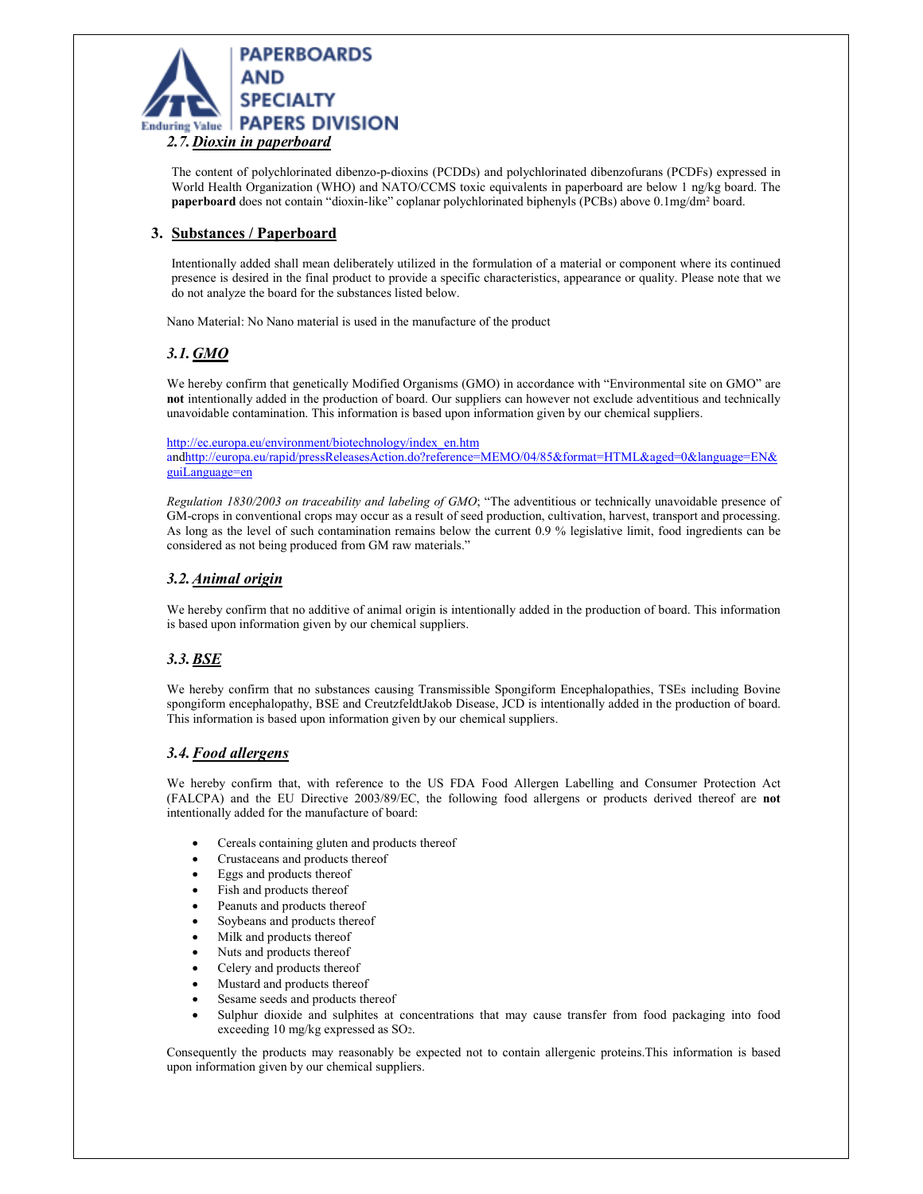### 2.7. Dioxin in paperboard

The content of polychlorinated dibenzo-p-dioxins (PCDDs) and polychlorinated dibenzofurans (PCDFs) expressed in World Health Organization (WHO) and NATO/CCMS toxic equivalents in paperboard are below 1 ng/kg board. The **paperboard** does not contain "dioxin-like" coplanar polychlorinated biphenyls (PCBs) above 0.1mg/dm² board.

## 3. Substances / Paperboard

Intentionally added shall mean deliberately utilized in the formulation of a material or component where its continued presence is desired in the final product to provide a specific characteristics, appearance or quality. Please note that we do not analyze the board for the substances listed below.

Nano Material: No Nano material is used in the manufacture of the product

### 3.1. GMO

We hereby confirm that genetically Modified Organisms (GMO) in accordance with "Environmental site on GMO" are **not** intentionally added in the production of board. Our suppliers can however not exclude adventitious and technically unavoidable contamination. This information is based upon information given by our chemical suppliers.

http://ec.europa.eu/environment/biotechnology/index_en.htm andhttp://europa.eu/rapid/pressReleasesAction.do?reference=MEMO/04/85&format=HTML&aged=0&language=EN&guiLanguage=en

*Regulation 1830/2003 on traceability and labeling of GMO*; "The adventitious or technically unavoidable presence of GM-crops in conventional crops may occur as a result of seed production, cultivation, harvest, transport and processing. As long as the level of such contamination remains below the current 0.9 % legislative limit, food ingredients can be considered as not being produced from GM raw materials."

### 3.2. Animal origin

We hereby confirm that no additive of animal origin is intentionally added in the production of board. This information is based upon information given by our chemical suppliers.

### 3.3. BSE

We hereby confirm that no substances causing Transmissible Spongiform Encephalopathies, TSEs including Bovine spongiform encephalopathy, BSE and CreutzfeldtJakob Disease, JCD is intentionally added in the production of board. This information is based upon information given by our chemical suppliers.

### 3.4. Food allergens

We hereby confirm that, with reference to the US FDA Food Allergen Labelling and Consumer Protection Act (FALCPA) and the EU Directive 2003/89/EC, the following food allergens or products derived thereof are **not** intentionally added for the manufacture of board:

- Cereals containing gluten and products thereof
- Crustaceans and products thereof
- Eggs and products thereof
- Fish and products thereof
- Peanuts and products thereof
- Soybeans and products thereof
- Milk and products thereof
- Nuts and products thereof
- Celery and products thereof
- Mustard and products thereof
- Sesame seeds and products thereof
- Sulphur dioxide and sulphites at concentrations that may cause transfer from food packaging into food exceeding 10 mg/kg expressed as $SO_2$.

Consequently the products may reasonably be expected not to contain allergenic proteins.This information is based upon information given by our chemical suppliers.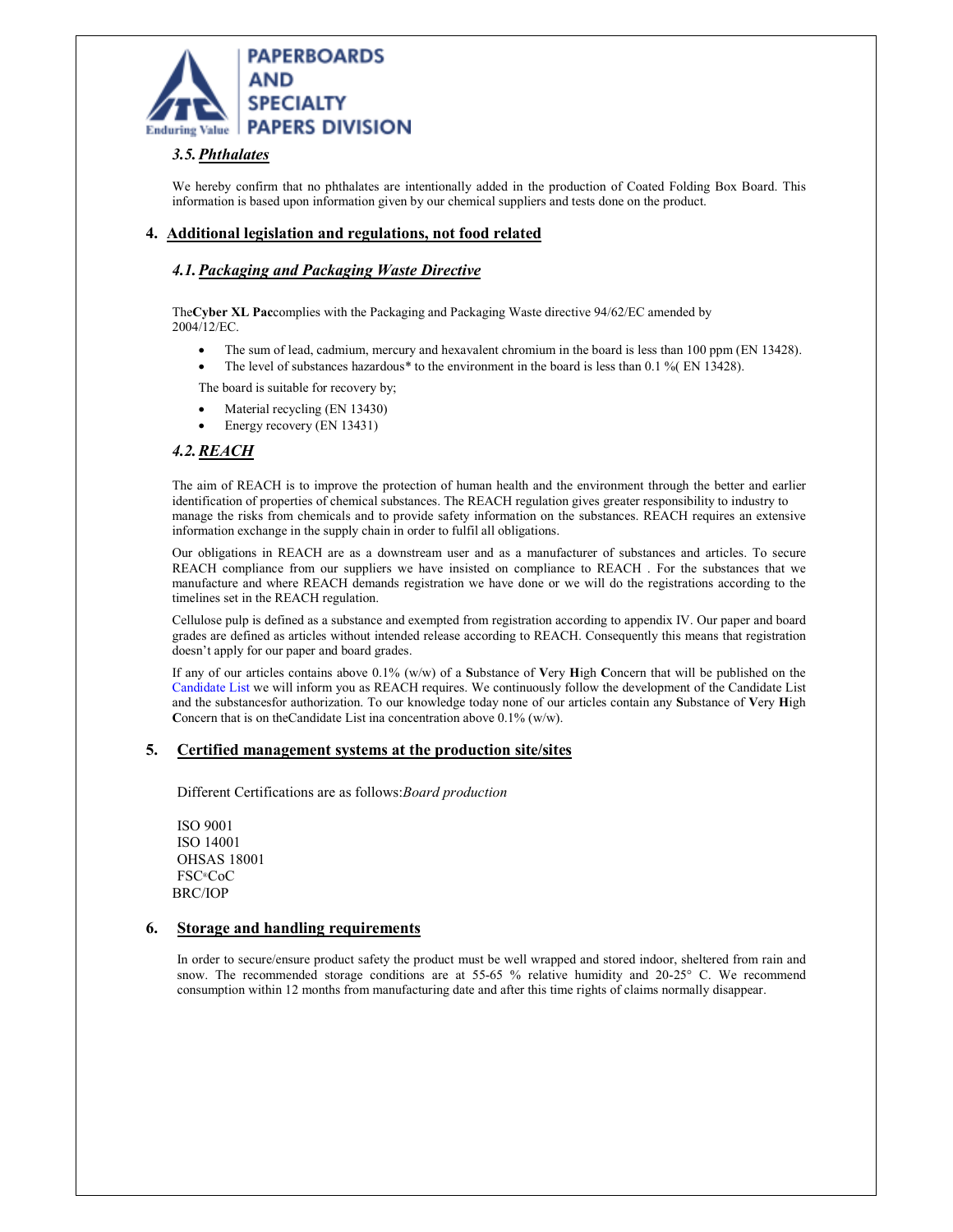### 3.5. Phthalates

We hereby confirm that no phthalates are intentionally added in the production of Coated Folding Box Board. This information is based upon information given by our chemical suppliers and tests done on the product.

## 4. Additional legislation and regulations, not food related

### 4.1. Packaging and Packaging Waste Directive

The**Cyber XL Pac**complies with the Packaging and Packaging Waste directive 94/62/EC amended by 2004/12/EC.

- The sum of lead, cadmium, mercury and hexavalent chromium in the board is less than 100 ppm (EN 13428).
- The level of substances hazardous* to the environment in the board is less than 0.1 %( EN 13428).

The board is suitable for recovery by;

- Material recycling (EN 13430)
- Energy recovery (EN 13431)

### 4.2. REACH

The aim of REACH is to improve the protection of human health and the environment through the better and earlier identification of properties of chemical substances. The REACH regulation gives greater responsibility to industry to manage the risks from chemicals and to provide safety information on the substances. REACH requires an extensive information exchange in the supply chain in order to fulfil all obligations.

Our obligations in REACH are as a downstream user and as a manufacturer of substances and articles. To secure REACH compliance from our suppliers we have insisted on compliance to REACH . For the substances that we manufacture and where REACH demands registration we have done or we will do the registrations according to the timelines set in the REACH regulation.

Cellulose pulp is defined as a substance and exempted from registration according to appendix IV. Our paper and board grades are defined as articles without intended release according to REACH. Consequently this means that registration doesn't apply for our paper and board grades.

If any of our articles contains above 0.1% (w/w) of a **S**ubstance of **V**ery **H**igh **C**oncern that will be published on the Candidate List we will inform you as REACH requires. We continuously follow the development of the Candidate List and the substancesfor authorization. To our knowledge today none of our articles contain any **S**ubstance of **V**ery **H**igh **C**oncern that is on theCandidate List ina concentration above 0.1% (w/w).

## 5. Certified management systems at the production site/sites

Different Certifications are as follows:*Board production*

ISO 9001
ISO 14001
OHSAS 18001
FSC®CoC
BRC/IOP

## 6. Storage and handling requirements

In order to secure/ensure product safety the product must be well wrapped and stored indoor, sheltered from rain and snow. The recommended storage conditions are at 55-65 % relative humidity and 20-25° C. We recommend consumption within 12 months from manufacturing date and after this time rights of claims normally disappear.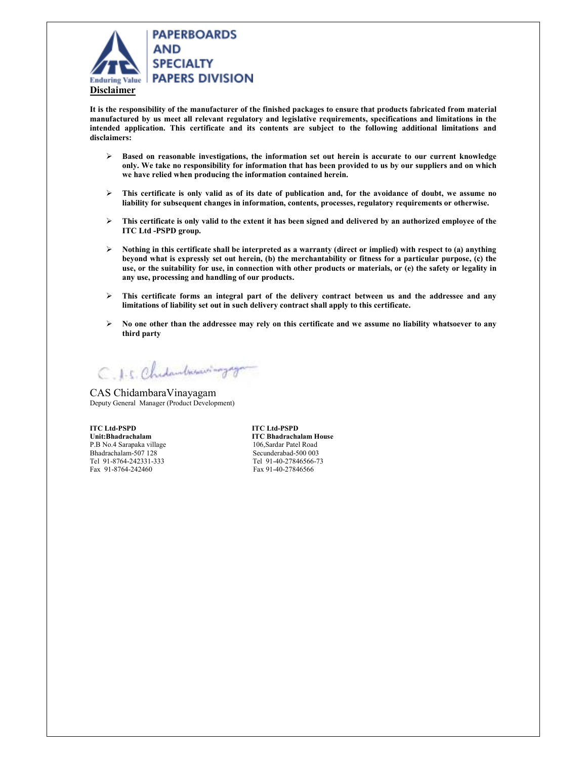PAPERBOARDS AND SPECIALTY PAPERS DIVISION

## Disclaimer

**It is the responsibility of the manufacturer of the finished packages to ensure that products fabricated from material manufactured by us meet all relevant regulatory and legislative requirements, specifications and limitations in the intended application. This certificate and its contents are subject to the following additional limitations and disclaimers:**

- **Based on reasonable investigations, the information set out herein is accurate to our current knowledge only. We take no responsibility for information that has been provided to us by our suppliers and on which we have relied when producing the information contained herein.**
- **This certificate is only valid as of its date of publication and, for the avoidance of doubt, we assume no liability for subsequent changes in information, contents, processes, regulatory requirements or otherwise.**
- **This certificate is only valid to the extent it has been signed and delivered by an authorized employee of the ITC Ltd -PSPD group.**
- **Nothing in this certificate shall be interpreted as a warranty (direct or implied) with respect to (a) anything beyond what is expressly set out herein, (b) the merchantability or fitness for a particular purpose, (c) the use, or the suitability for use, in connection with other products or materials, or (e) the safety or legality in any use, processing and handling of our products.**
- **This certificate forms an integral part of the delivery contract between us and the addressee and any limitations of liability set out in such delivery contract shall apply to this certificate.**
- **No one other than the addressee may rely on this certificate and we assume no liability whatsoever to any third party**

CAS ChidambaraVinayagam
Deputy General Manager (Product Development)

**ITC Ltd-PSPD**
**Unit:Bhadrachalam**
P.B No.4 Sarapaka village
Bhadrachalam-507 128
Tel 91-8764-242331-333
Fax 91-8764-242460

**ITC Ltd-PSPD**
**ITC Bhadrachalam House**
106,Sardar Patel Road
Secunderabad-500 003
Tel 91-40-27846566-73
Fax 91-40-27846566